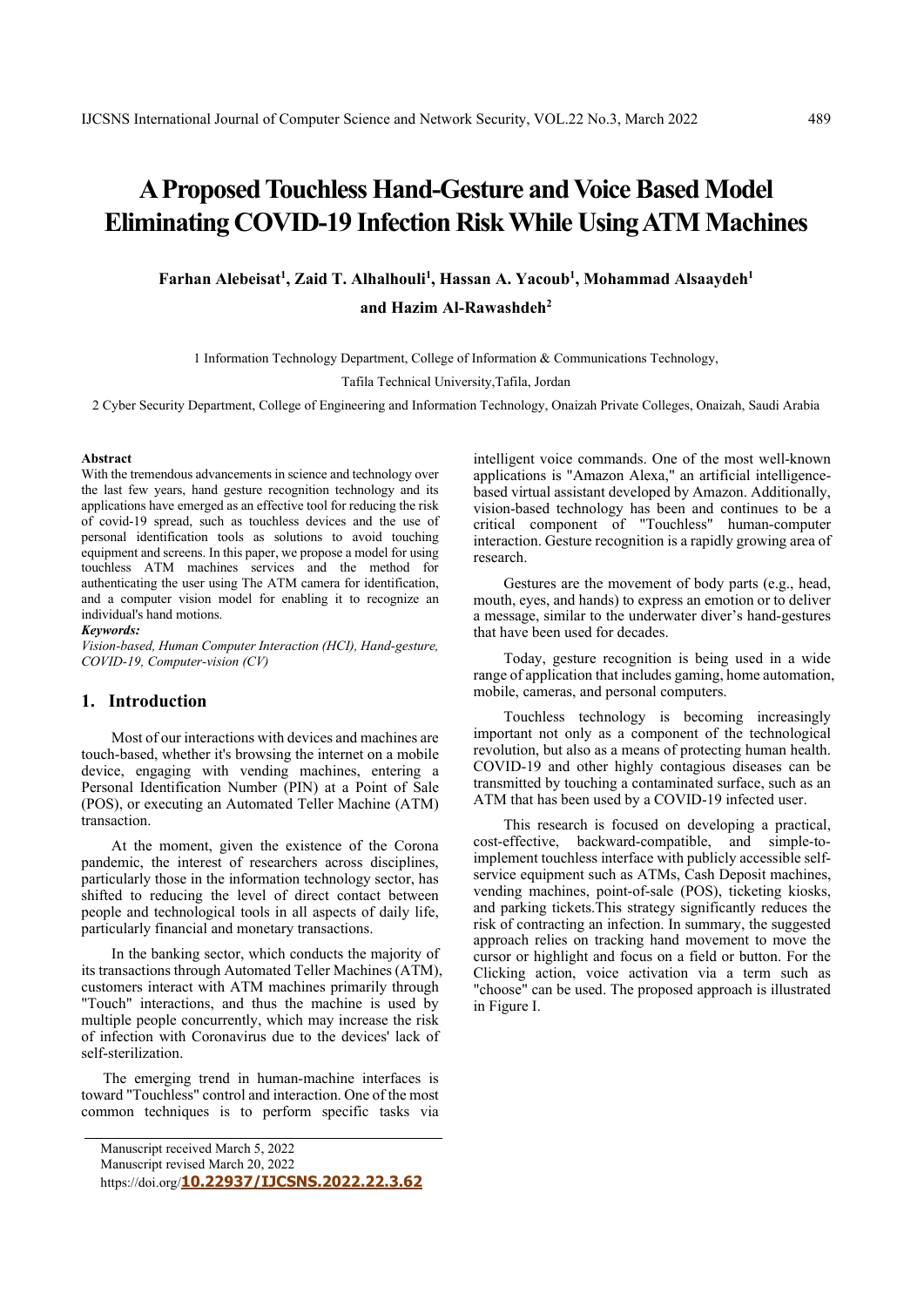# A Proposed Touchless Hand-Gesture and Voice Based Model Eliminating COVID-19 Infection Risk While Using ATM Machines

**Farhan Alebeisat[1], Zaid T. Alhalhouli[1], Hassan A. Yacoub[1], Mohammad Alsaaydeh[1] and Hazim Al-Rawashdeh[2]**

1 Information Technology Department, College of Information & Communications Technology, Tafila Technical University,Tafila, Jordan

2 Cyber Security Department, College of Engineering and Information Technology, Onaizah Private Colleges, Onaizah, Saudi Arabia

**Abstract**

With the tremendous advancements in science and technology over the last few years, hand gesture recognition technology and its applications have emerged as an effective tool for reducing the risk of covid-19 spread, such as touchless devices and the use of personal identification tools as solutions to avoid touching equipment and screens. In this paper, we propose a model for using touchless ATM machines services and the method for authenticating the user using The ATM camera for identification, and a computer vision model for enabling it to recognize an individual's hand motions.

***Keywords:***

*Vision-based, Human Computer Interaction (HCI), Hand-gesture, COVID-19, Computer-vision (CV)*

## 1. Introduction

Most of our interactions with devices and machines are touch-based, whether it's browsing the internet on a mobile device, engaging with vending machines, entering a Personal Identification Number (PIN) at a Point of Sale (POS), or executing an Automated Teller Machine (ATM) transaction.

At the moment, given the existence of the Corona pandemic, the interest of researchers across disciplines, particularly those in the information technology sector, has shifted to reducing the level of direct contact between people and technological tools in all aspects of daily life, particularly financial and monetary transactions.

In the banking sector, which conducts the majority of its transactions through Automated Teller Machines (ATM), customers interact with ATM machines primarily through "Touch" interactions, and thus the machine is used by multiple people concurrently, which may increase the risk of infection with Coronavirus due to the devices' lack of self-sterilization.

The emerging trend in human-machine interfaces is toward "Touchless" control and interaction. One of the most common techniques is to perform specific tasks via intelligent voice commands. One of the most well-known applications is "Amazon Alexa," an artificial intelligence-based virtual assistant developed by Amazon. Additionally, vision-based technology has been and continues to be a critical component of "Touchless" human-computer interaction. Gesture recognition is a rapidly growing area of research.

Gestures are the movement of body parts (e.g., head, mouth, eyes, and hands) to express an emotion or to deliver a message, similar to the underwater diver's hand-gestures that have been used for decades.

Today, gesture recognition is being used in a wide range of application that includes gaming, home automation, mobile, cameras, and personal computers.

Touchless technology is becoming increasingly important not only as a component of the technological revolution, but also as a means of protecting human health. COVID-19 and other highly contagious diseases can be transmitted by touching a contaminated surface, such as an ATM that has been used by a COVID-19 infected user.

This research is focused on developing a practical, cost-effective, backward-compatible, and simple-to-implement touchless interface with publicly accessible self-service equipment such as ATMs, Cash Deposit machines, vending machines, point-of-sale (POS), ticketing kiosks, and parking tickets.This strategy significantly reduces the risk of contracting an infection. In summary, the suggested approach relies on tracking hand movement to move the cursor or highlight and focus on a field or button. For the Clicking action, voice activation via a term such as "choose" can be used. The proposed approach is illustrated in Figure I.

Manuscript received March 5, 2022
Manuscript revised March 20, 2022
https://doi.org/10.22937/IJCSNS.2022.22.3.62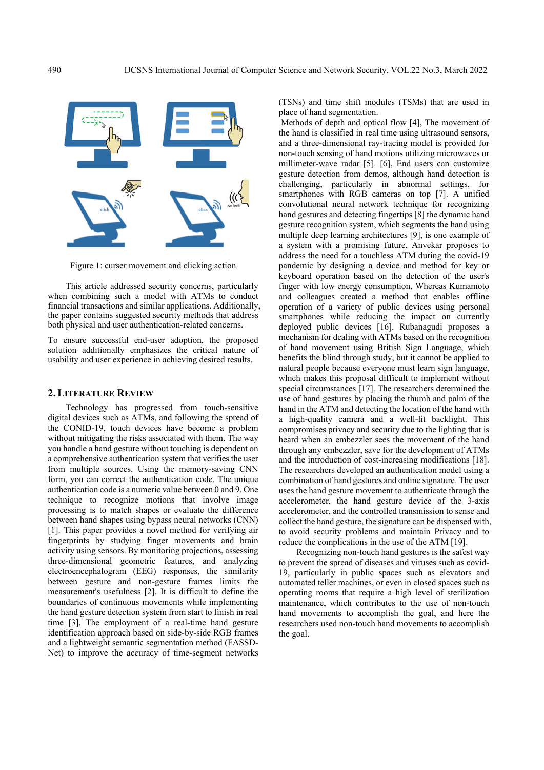Figure 1: curser movement and clicking action

This article addressed security concerns, particularly when combining such a model with ATMs to conduct financial transactions and similar applications. Additionally, the paper contains suggested security methods that address both physical and user authentication-related concerns.

To ensure successful end-user adoption, the proposed solution additionally emphasizes the critical nature of usability and user experience in achieving desired results.

## 2. Literature Review

Technology has progressed from touch-sensitive digital devices such as ATMs, and following the spread of the CONID-19, touch devices have become a problem without mitigating the risks associated with them. The way you handle a hand gesture without touching is dependent on a comprehensive authentication system that verifies the user from multiple sources. Using the memory-saving CNN form, you can correct the authentication code. The unique authentication code is a numeric value between 0 and 9. One technique to recognize motions that involve image processing is to match shapes or evaluate the difference between hand shapes using bypass neural networks (CNN) [1]. This paper provides a novel method for verifying air fingerprints by studying finger movements and brain activity using sensors. By monitoring projections, assessing three-dimensional geometric features, and analyzing electroencephalogram (EEG) responses, the similarity between gesture and non-gesture frames limits the measurement's usefulness [2]. It is difficult to define the boundaries of continuous movements while implementing the hand gesture detection system from start to finish in real time [3]. The employment of a real-time hand gesture identification approach based on side-by-side RGB frames and a lightweight semantic segmentation method (FASSD-Net) to improve the accuracy of time-segment networks (TSNs) and time shift modules (TSMs) that are used in place of hand segmentation.

Methods of depth and optical flow [4], The movement of the hand is classified in real time using ultrasound sensors, and a three-dimensional ray-tracing model is provided for non-touch sensing of hand motions utilizing microwaves or millimeter-wave radar [5]. [6], End users can customize gesture detection from demos, although hand detection is challenging, particularly in abnormal settings, for smartphones with RGB cameras on top [7]. A unified convolutional neural network technique for recognizing hand gestures and detecting fingertips [8] the dynamic hand gesture recognition system, which segments the hand using multiple deep learning architectures [9], is one example of a system with a promising future. Anvekar proposes to address the need for a touchless ATM during the covid-19 pandemic by designing a device and method for key or keyboard operation based on the detection of the user's finger with low energy consumption. Whereas Kumamoto and colleagues created a method that enables offline operation of a variety of public devices using personal smartphones while reducing the impact on currently deployed public devices [16]. Rubanagudi proposes a mechanism for dealing with ATMs based on the recognition of hand movement using British Sign Language, which benefits the blind through study, but it cannot be applied to natural people because everyone must learn sign language, which makes this proposal difficult to implement without special circumstances [17]. The researchers determined the use of hand gestures by placing the thumb and palm of the hand in the ATM and detecting the location of the hand with a high-quality camera and a well-lit backlight. This compromises privacy and security due to the lighting that is heard when an embezzler sees the movement of the hand through any embezzler, save for the development of ATMs and the introduction of cost-increasing modifications [18]. The researchers developed an authentication model using a combination of hand gestures and online signature. The user uses the hand gesture movement to authenticate through the accelerometer, the hand gesture device of the 3-axis accelerometer, and the controlled transmission to sense and collect the hand gesture, the signature can be dispensed with, to avoid security problems and maintain Privacy and to reduce the complications in the use of the ATM [19].

Recognizing non-touch hand gestures is the safest way to prevent the spread of diseases and viruses such as covid-19, particularly in public spaces such as elevators and automated teller machines, or even in closed spaces such as operating rooms that require a high level of sterilization maintenance, which contributes to the use of non-touch hand movements to accomplish the goal, and here the researchers used non-touch hand movements to accomplish the goal.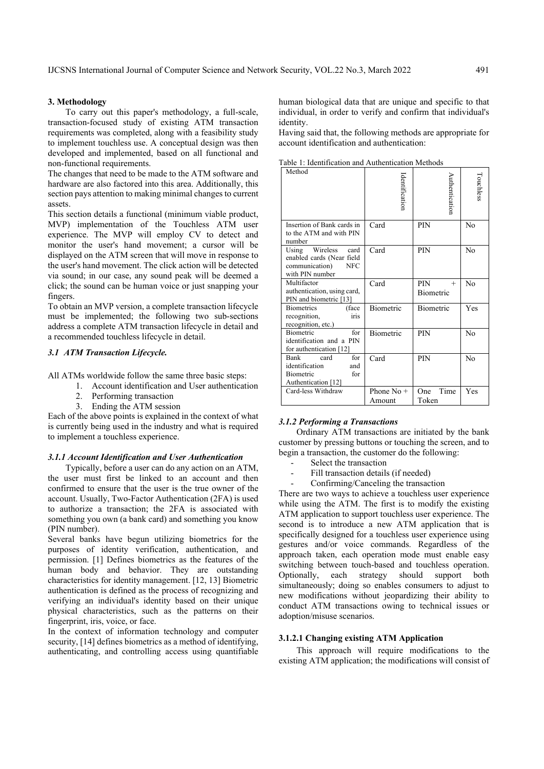## 3. Methodology

To carry out this paper's methodology, a full-scale, transaction-focused study of existing ATM transaction requirements was completed, along with a feasibility study to implement touchless use. A conceptual design was then developed and implemented, based on all functional and non-functional requirements.

The changes that need to be made to the ATM software and hardware are also factored into this area. Additionally, this section pays attention to making minimal changes to current assets.

This section details a functional (minimum viable product, MVP) implementation of the Touchless ATM user experience. The MVP will employ CV to detect and monitor the user's hand movement; a cursor will be displayed on the ATM screen that will move in response to the user's hand movement. The click action will be detected via sound; in our case, any sound peak will be deemed a click; the sound can be human voice or just snapping your fingers.

To obtain an MVP version, a complete transaction lifecycle must be implemented; the following two sub-sections address a complete ATM transaction lifecycle in detail and a recommended touchless lifecycle in detail.

### *3.1 ATM Transaction Lifecycle.*

All ATMs worldwide follow the same three basic steps:

1. Account identification and User authentication
2. Performing transaction
3. Ending the ATM session

Each of the above points is explained in the context of what is currently being used in the industry and what is required to implement a touchless experience.

#### *3.1.1 Account Identification and User Authentication*

Typically, before a user can do any action on an ATM, the user must first be linked to an account and then confirmed to ensure that the user is the true owner of the account. Usually, Two-Factor Authentication (2FA) is used to authorize a transaction; the 2FA is associated with something you own (a bank card) and something you know (PIN number).

Several banks have begun utilizing biometrics for the purposes of identity verification, authentication, and permission. [1] Defines biometrics as the features of the human body and behavior. They are outstanding characteristics for identity management. [12, 13] Biometric authentication is defined as the process of recognizing and verifying an individual's identity based on their unique physical characteristics, such as the patterns on their fingerprint, iris, voice, or face.

In the context of information technology and computer security, [14] defines biometrics as a method of identifying, authenticating, and controlling access using quantifiable human biological data that are unique and specific to that individual, in order to verify and confirm that individual's identity.

Having said that, the following methods are appropriate for account identification and authentication:

Table 1: Identification and Authentication Methods

| Method | Identification | Authentication | Touchless |
|---|---|---|---|
| Insertion of Bank cards in to the ATM and with PIN number | Card | PIN | No |
| Using Wireless card enabled cards (Near field communication) NFC with PIN number | Card | PIN | No |
| Multifactor authentication, using card, PIN and biometric [13] | Card | PIN + Biometric | No |
| Biometrics (face recognition, iris recognition, etc.) | Biometric | Biometric | Yes |
| Biometric for identification and a PIN for authentication [12] | Biometric | PIN | No |
| Bank card for identification and Biometric for Authentication [12] | Card | PIN | No |
| Card-less Withdraw | Phone No + Amount | One Time Token | Yes |

#### *3.1.2 Performing a Transactions*

Ordinary ATM transactions are initiated by the bank customer by pressing buttons or touching the screen, and to begin a transaction, the customer do the following:

- Select the transaction
- Fill transaction details (if needed)
- Confirming/Canceling the transaction

There are two ways to achieve a touchless user experience while using the ATM. The first is to modify the existing ATM application to support touchless user experience. The second is to introduce a new ATM application that is specifically designed for a touchless user experience using gestures and/or voice commands. Regardless of the approach taken, each operation mode must enable easy switching between touch-based and touchless operation. Optionally, each strategy should support both simultaneously; doing so enables consumers to adjust to new modifications without jeopardizing their ability to conduct ATM transactions owing to technical issues or adoption/misuse scenarios.

#### 3.1.2.1 Changing existing ATM Application

This approach will require modifications to the existing ATM application; the modifications will consist of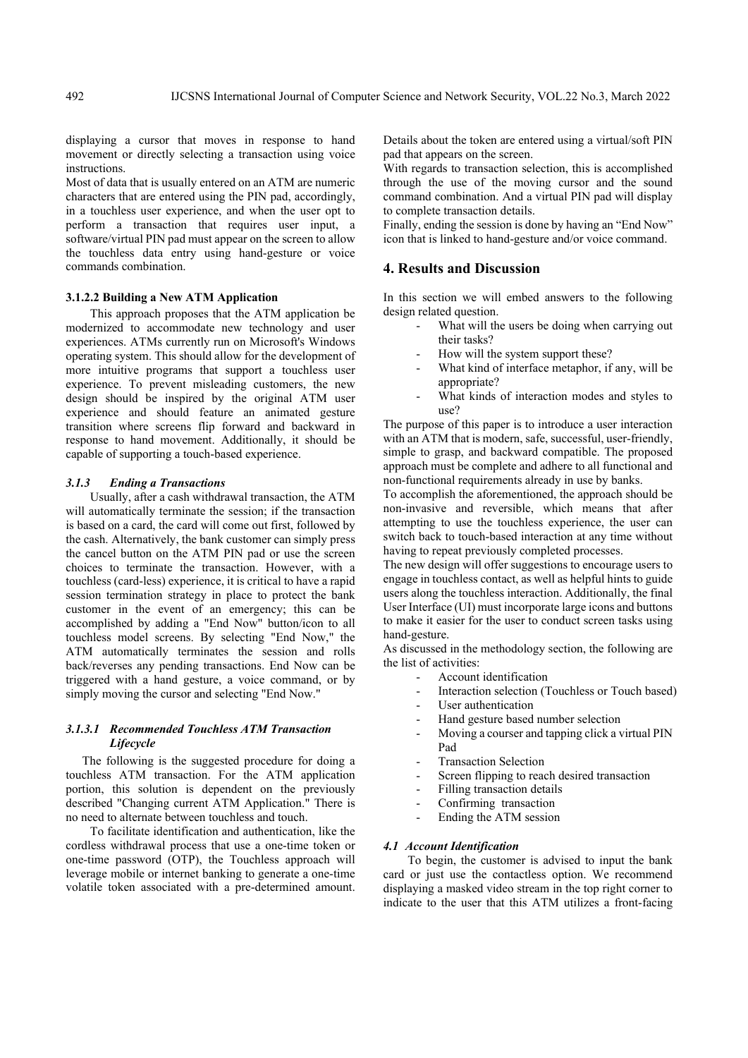displaying a cursor that moves in response to hand movement or directly selecting a transaction using voice instructions.

Most of data that is usually entered on an ATM are numeric characters that are entered using the PIN pad, accordingly, in a touchless user experience, and when the user opt to perform a transaction that requires user input, a software/virtual PIN pad must appear on the screen to allow the touchless data entry using hand-gesture or voice commands combination.

#### 3.1.2.2 Building a New ATM Application

This approach proposes that the ATM application be modernized to accommodate new technology and user experiences. ATMs currently run on Microsoft's Windows operating system. This should allow for the development of more intuitive programs that support a touchless user experience. To prevent misleading customers, the new design should be inspired by the original ATM user experience and should feature an animated gesture transition where screens flip forward and backward in response to hand movement. Additionally, it should be capable of supporting a touch-based experience.

### *3.1.3 Ending a Transactions*

Usually, after a cash withdrawal transaction, the ATM will automatically terminate the session; if the transaction is based on a card, the card will come out first, followed by the cash. Alternatively, the bank customer can simply press the cancel button on the ATM PIN pad or use the screen choices to terminate the transaction. However, with a touchless (card-less) experience, it is critical to have a rapid session termination strategy in place to protect the bank customer in the event of an emergency; this can be accomplished by adding a "End Now" button/icon to all touchless model screens. By selecting "End Now," the ATM automatically terminates the session and rolls back/reverses any pending transactions. End Now can be triggered with a hand gesture, a voice command, or by simply moving the cursor and selecting "End Now."

#### *3.1.3.1 Recommended Touchless ATM Transaction Lifecycle*

The following is the suggested procedure for doing a touchless ATM transaction. For the ATM application portion, this solution is dependent on the previously described "Changing current ATM Application." There is no need to alternate between touchless and touch.

To facilitate identification and authentication, like the cordless withdrawal process that use a one-time token or one-time password (OTP), the Touchless approach will leverage mobile or internet banking to generate a one-time volatile token associated with a pre-determined amount. Details about the token are entered using a virtual/soft PIN pad that appears on the screen.

With regards to transaction selection, this is accomplished through the use of the moving cursor and the sound command combination. And a virtual PIN pad will display to complete transaction details.

Finally, ending the session is done by having an "End Now" icon that is linked to hand-gesture and/or voice command.

## 4. Results and Discussion

In this section we will embed answers to the following design related question.

- What will the users be doing when carrying out their tasks?
- How will the system support these?
- What kind of interface metaphor, if any, will be appropriate?
- What kinds of interaction modes and styles to use?

The purpose of this paper is to introduce a user interaction with an ATM that is modern, safe, successful, user-friendly, simple to grasp, and backward compatible. The proposed approach must be complete and adhere to all functional and non-functional requirements already in use by banks.

To accomplish the aforementioned, the approach should be non-invasive and reversible, which means that after attempting to use the touchless experience, the user can switch back to touch-based interaction at any time without having to repeat previously completed processes.

The new design will offer suggestions to encourage users to engage in touchless contact, as well as helpful hints to guide users along the touchless interaction. Additionally, the final User Interface (UI) must incorporate large icons and buttons to make it easier for the user to conduct screen tasks using hand-gesture.

As discussed in the methodology section, the following are the list of activities:

- Account identification
- Interaction selection (Touchless or Touch based)
- User authentication
- Hand gesture based number selection
- Moving a courser and tapping click a virtual PIN Pad
- Transaction Selection
- Screen flipping to reach desired transaction
- Filling transaction details
- Confirming transaction
- Ending the ATM session

### *4.1 Account Identification*

To begin, the customer is advised to input the bank card or just use the contactless option. We recommend displaying a masked video stream in the top right corner to indicate to the user that this ATM utilizes a front-facing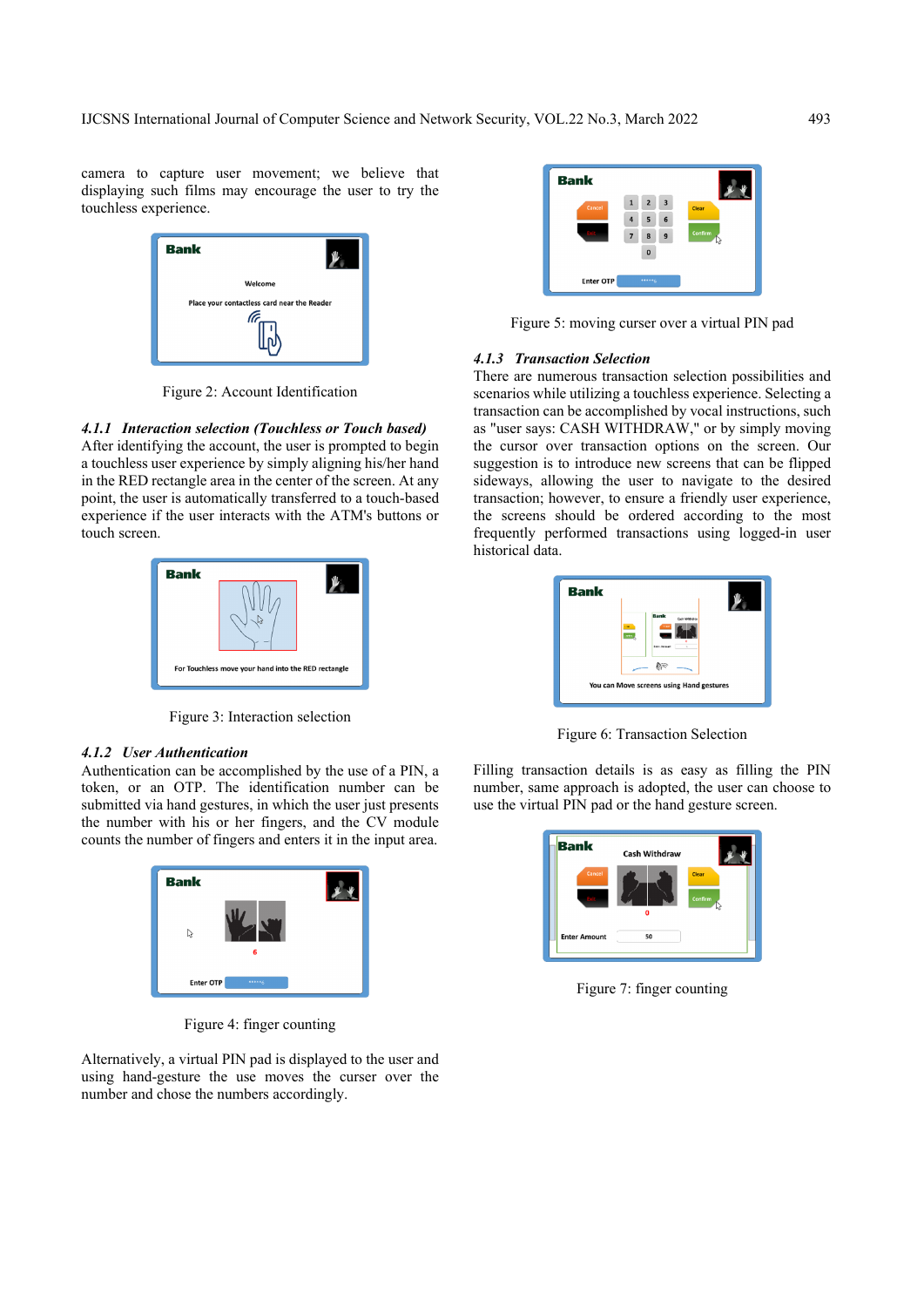camera to capture user movement; we believe that displaying such films may encourage the user to try the touchless experience.

Figure 2: Account Identification

### *4.1.1 Interaction selection (Touchless or Touch based)*

After identifying the account, the user is prompted to begin a touchless user experience by simply aligning his/her hand in the RED rectangle area in the center of the screen. At any point, the user is automatically transferred to a touch-based experience if the user interacts with the ATM's buttons or touch screen.

Figure 3: Interaction selection

### *4.1.2 User Authentication*

Authentication can be accomplished by the use of a PIN, a token, or an OTP. The identification number can be submitted via hand gestures, in which the user just presents the number with his or her fingers, and the CV module counts the number of fingers and enters it in the input area.

Figure 4: finger counting

Alternatively, a virtual PIN pad is displayed to the user and using hand-gesture the use moves the curser over the number and chose the numbers accordingly.

Figure 5: moving curser over a virtual PIN pad

### *4.1.3 Transaction Selection*

There are numerous transaction selection possibilities and scenarios while utilizing a touchless experience. Selecting a transaction can be accomplished by vocal instructions, such as "user says: CASH WITHDRAW," or by simply moving the cursor over transaction options on the screen. Our suggestion is to introduce new screens that can be flipped sideways, allowing the user to navigate to the desired transaction; however, to ensure a friendly user experience, the screens should be ordered according to the most frequently performed transactions using logged-in user historical data.

Figure 6: Transaction Selection

Filling transaction details is as easy as filling the PIN number, same approach is adopted, the user can choose to use the virtual PIN pad or the hand gesture screen.

Figure 7: finger counting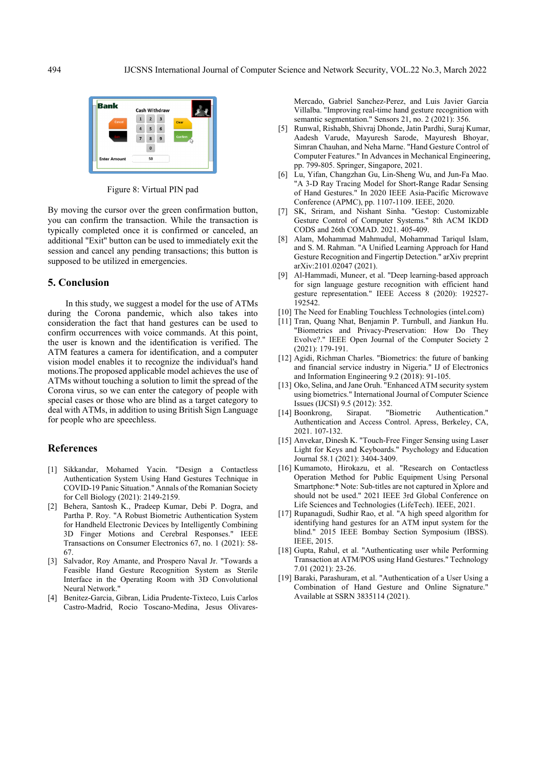Figure 8: Virtual PIN pad

By moving the cursor over the green confirmation button, you can confirm the transaction. While the transaction is typically completed once it is confirmed or canceled, an additional "Exit" button can be used to immediately exit the session and cancel any pending transactions; this button is supposed to be utilized in emergencies.

## 5. Conclusion

In this study, we suggest a model for the use of ATMs during the Corona pandemic, which also takes into consideration the fact that hand gestures can be used to confirm occurrences with voice commands. At this point, the user is known and the identification is verified. The ATM features a camera for identification, and a computer vision model enables it to recognize the individual's hand motions.The proposed applicable model achieves the use of ATMs without touching a solution to limit the spread of the Corona virus, so we can enter the category of people with special cases or those who are blind as a target category to deal with ATMs, in addition to using British Sign Language for people who are speechless.

## References

[1] Sikkandar, Mohamed Yacin. "Design a Contactless Authentication System Using Hand Gestures Technique in COVID-19 Panic Situation." Annals of the Romanian Society for Cell Biology (2021): 2149-2159.

[2] Behera, Santosh K., Pradeep Kumar, Debi P. Dogra, and Partha P. Roy. "A Robust Biometric Authentication System for Handheld Electronic Devices by Intelligently Combining 3D Finger Motions and Cerebral Responses." IEEE Transactions on Consumer Electronics 67, no. 1 (2021): 58-67.

[3] Salvador, Roy Amante, and Prospero Naval Jr. "Towards a Feasible Hand Gesture Recognition System as Sterile Interface in the Operating Room with 3D Convolutional Neural Network."

[4] Benitez-Garcia, Gibran, Lidia Prudente-Tixteco, Luis Carlos Castro-Madrid, Rocio Toscano-Medina, Jesus Olivares-Mercado, Gabriel Sanchez-Perez, and Luis Javier Garcia Villalba. "Improving real-time hand gesture recognition with semantic segmentation." Sensors 21, no. 2 (2021): 356.

[5] Runwal, Rishabh, Shivraj Dhonde, Jatin Pardhi, Suraj Kumar, Aadesh Varude, Mayuresh Sarode, Mayuresh Bhoyar, Simran Chauhan, and Neha Marne. "Hand Gesture Control of Computer Features." In Advances in Mechanical Engineering, pp. 799-805. Springer, Singapore, 2021.

[6] Lu, Yifan, Changzhan Gu, Lin-Sheng Wu, and Jun-Fa Mao. "A 3-D Ray Tracing Model for Short-Range Radar Sensing of Hand Gestures." In 2020 IEEE Asia-Pacific Microwave Conference (APMC), pp. 1107-1109. IEEE, 2020.

[7] SK, Sriram, and Nishant Sinha. "Gestop: Customizable Gesture Control of Computer Systems." 8th ACM IKDD CODS and 26th COMAD. 2021. 405-409.

[8] Alam, Mohammad Mahmudul, Mohammad Tariqul Islam, and S. M. Rahman. "A Unified Learning Approach for Hand Gesture Recognition and Fingertip Detection." arXiv preprint arXiv:2101.02047 (2021).

[9] Al-Hammadi, Muneer, et al. "Deep learning-based approach for sign language gesture recognition with efficient hand gesture representation." IEEE Access 8 (2020): 192527-192542.

[10] The Need for Enabling Touchless Technologies (intel.com)

[11] Tran, Quang Nhat, Benjamin P. Turnbull, and Jiankun Hu. "Biometrics and Privacy-Preservation: How Do They Evolve?." IEEE Open Journal of the Computer Society 2 (2021): 179-191.

[12] Agidi, Richman Charles. "Biometrics: the future of banking and financial service industry in Nigeria." IJ of Electronics and Information Engineering 9.2 (2018): 91-105.

[13] Oko, Selina, and Jane Oruh. "Enhanced ATM security system using biometrics." International Journal of Computer Science Issues (IJCSI) 9.5 (2012): 352.

[14] Boonkrong, Sirapat. "Biometric Authentication." Authentication and Access Control. Apress, Berkeley, CA, 2021. 107-132.

[15] Anvekar, Dinesh K. "Touch-Free Finger Sensing using Laser Light for Keys and Keyboards." Psychology and Education Journal 58.1 (2021): 3404-3409.

[16] Kumamoto, Hirokazu, et al. "Research on Contactless Operation Method for Public Equipment Using Personal Smartphone:* Note: Sub-titles are not captured in Xplore and should not be used." 2021 IEEE 3rd Global Conference on Life Sciences and Technologies (LifeTech). IEEE, 2021.

[17] Rupanagudi, Sudhir Rao, et al. "A high speed algorithm for identifying hand gestures for an ATM input system for the blind." 2015 IEEE Bombay Section Symposium (IBSS). IEEE, 2015.

[18] Gupta, Rahul, et al. "Authenticating user while Performing Transaction at ATM/POS using Hand Gestures." Technology 7.01 (2021): 23-26.

[19] Baraki, Parashuram, et al. "Authentication of a User Using a Combination of Hand Gesture and Online Signature." Available at SSRN 3835114 (2021).